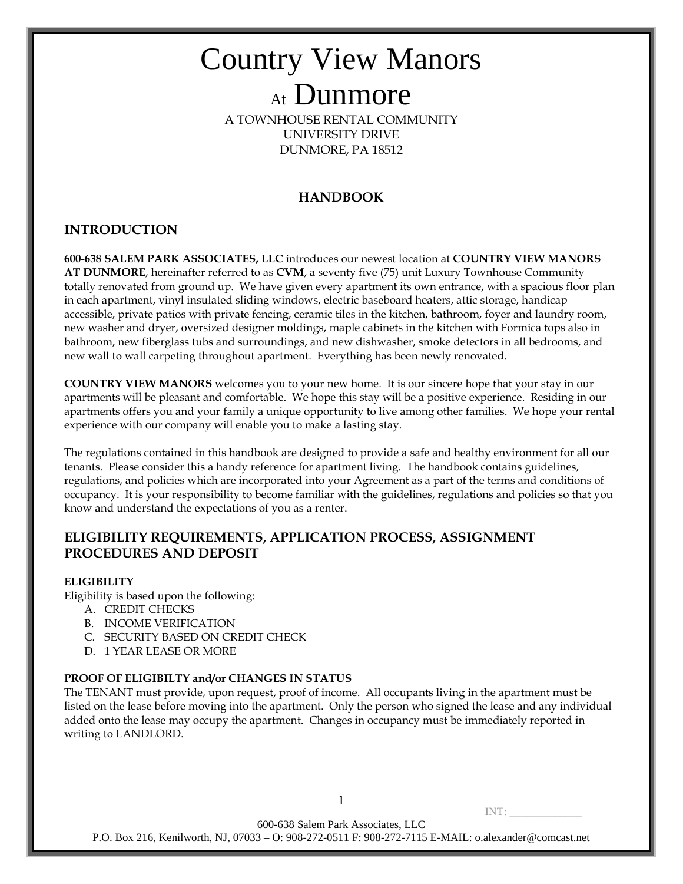# Country View Manors

## At Dunmore

A TOWNHOUSE RENTAL COMMUNITY
UNIVERSITY DRIVE
DUNMORE, PA 18512

**HANDBOOK**

## INTRODUCTION

**600-638 SALEM PARK ASSOCIATES, LLC** introduces our newest location at **COUNTRY VIEW MANORS AT DUNMORE**, hereinafter referred to as **CVM**, a seventy five (75) unit Luxury Townhouse Community totally renovated from ground up. We have given every apartment its own entrance, with a spacious floor plan in each apartment, vinyl insulated sliding windows, electric baseboard heaters, attic storage, handicap accessible, private patios with private fencing, ceramic tiles in the kitchen, bathroom, foyer and laundry room, new washer and dryer, oversized designer moldings, maple cabinets in the kitchen with Formica tops also in bathroom, new fiberglass tubs and surroundings, and new dishwasher, smoke detectors in all bedrooms, and new wall to wall carpeting throughout apartment. Everything has been newly renovated.

**COUNTRY VIEW MANORS** welcomes you to your new home. It is our sincere hope that your stay in our apartments will be pleasant and comfortable. We hope this stay will be a positive experience. Residing in our apartments offers you and your family a unique opportunity to live among other families. We hope your rental experience with our company will enable you to make a lasting stay.

The regulations contained in this handbook are designed to provide a safe and healthy environment for all our tenants. Please consider this a handy reference for apartment living. The handbook contains guidelines, regulations, and policies which are incorporated into your Agreement as a part of the terms and conditions of occupancy. It is your responsibility to become familiar with the guidelines, regulations and policies so that you know and understand the expectations of you as a renter.

## ELIGIBILITY REQUIREMENTS, APPLICATION PROCESS, ASSIGNMENT PROCEDURES AND DEPOSIT

**ELIGIBILITY**

Eligibility is based upon the following:

A. CREDIT CHECKS
B. INCOME VERIFICATION
C. SECURITY BASED ON CREDIT CHECK
D. 1 YEAR LEASE OR MORE

**PROOF OF ELIGIBILTY and/or CHANGES IN STATUS**

The TENANT must provide, upon request, proof of income. All occupants living in the apartment must be listed on the lease before moving into the apartment. Only the person who signed the lease and any individual added onto the lease may occupy the apartment. Changes in occupancy must be immediately reported in writing to LANDLORD.

INT: _____________

600-638 Salem Park Associates, LLC
P.O. Box 216, Kenilworth, NJ, 07033 – O: 908-272-0511 F: 908-272-7115 E-MAIL: o.alexander@comcast.net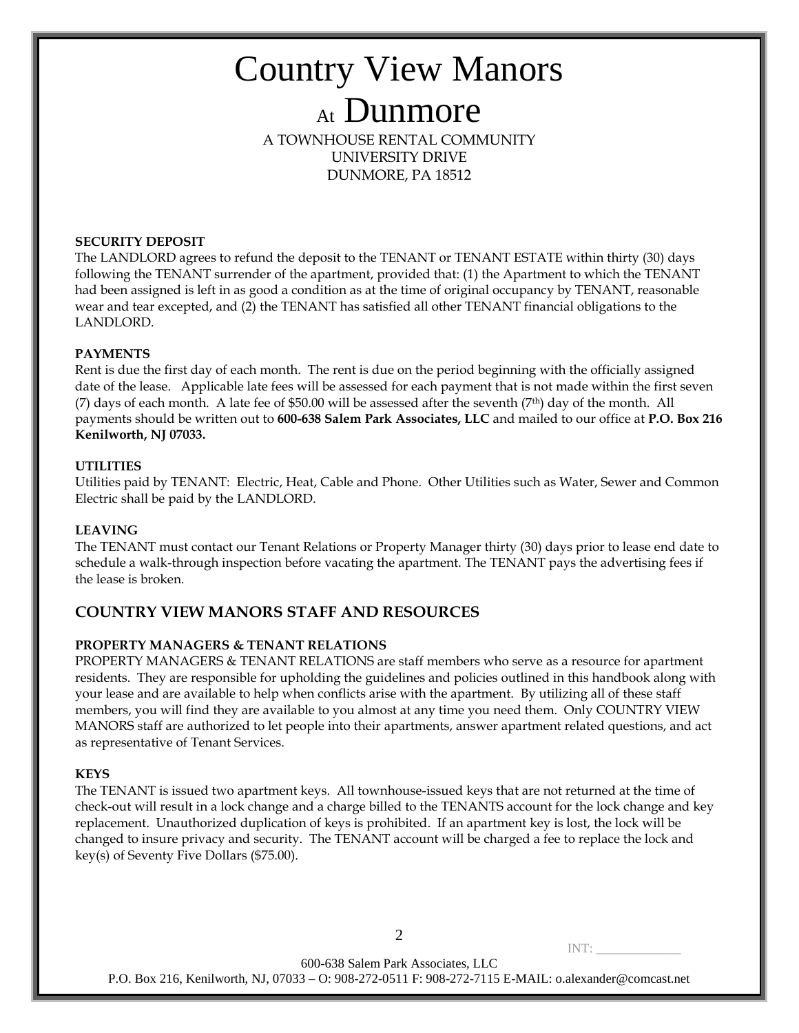# Country View Manors

## At Dunmore

A TOWNHOUSE RENTAL COMMUNITY
UNIVERSITY DRIVE
DUNMORE, PA 18512

**SECURITY DEPOSIT**

The LANDLORD agrees to refund the deposit to the TENANT or TENANT ESTATE within thirty (30) days following the TENANT surrender of the apartment, provided that: (1) the Apartment to which the TENANT had been assigned is left in as good a condition as at the time of original occupancy by TENANT, reasonable wear and tear excepted, and (2) the TENANT has satisfied all other TENANT financial obligations to the LANDLORD.

**PAYMENTS**

Rent is due the first day of each month. The rent is due on the period beginning with the officially assigned date of the lease. Applicable late fees will be assessed for each payment that is not made within the first seven (7) days of each month. A late fee of $50.00 will be assessed after the seventh (7th) day of the month. All payments should be written out to **600-638 Salem Park Associates, LLC** and mailed to our office at **P.O. Box 216 Kenilworth, NJ 07033.**

**UTILITIES**

Utilities paid by TENANT: Electric, Heat, Cable and Phone. Other Utilities such as Water, Sewer and Common Electric shall be paid by the LANDLORD.

**LEAVING**

The TENANT must contact our Tenant Relations or Property Manager thirty (30) days prior to lease end date to schedule a walk-through inspection before vacating the apartment. The TENANT pays the advertising fees if the lease is broken.

## COUNTRY VIEW MANORS STAFF AND RESOURCES

**PROPERTY MANAGERS & TENANT RELATIONS**

PROPERTY MANAGERS & TENANT RELATIONS are staff members who serve as a resource for apartment residents. They are responsible for upholding the guidelines and policies outlined in this handbook along with your lease and are available to help when conflicts arise with the apartment. By utilizing all of these staff members, you will find they are available to you almost at any time you need them. Only COUNTRY VIEW MANORS staff are authorized to let people into their apartments, answer apartment related questions, and act as representative of Tenant Services.

**KEYS**

The TENANT is issued two apartment keys. All townhouse-issued keys that are not returned at the time of check-out will result in a lock change and a charge billed to the TENANTS account for the lock change and key replacement. Unauthorized duplication of keys is prohibited. If an apartment key is lost, the lock will be changed to insure privacy and security. The TENANT account will be charged a fee to replace the lock and key(s) of Seventy Five Dollars ($75.00).

INT: ____________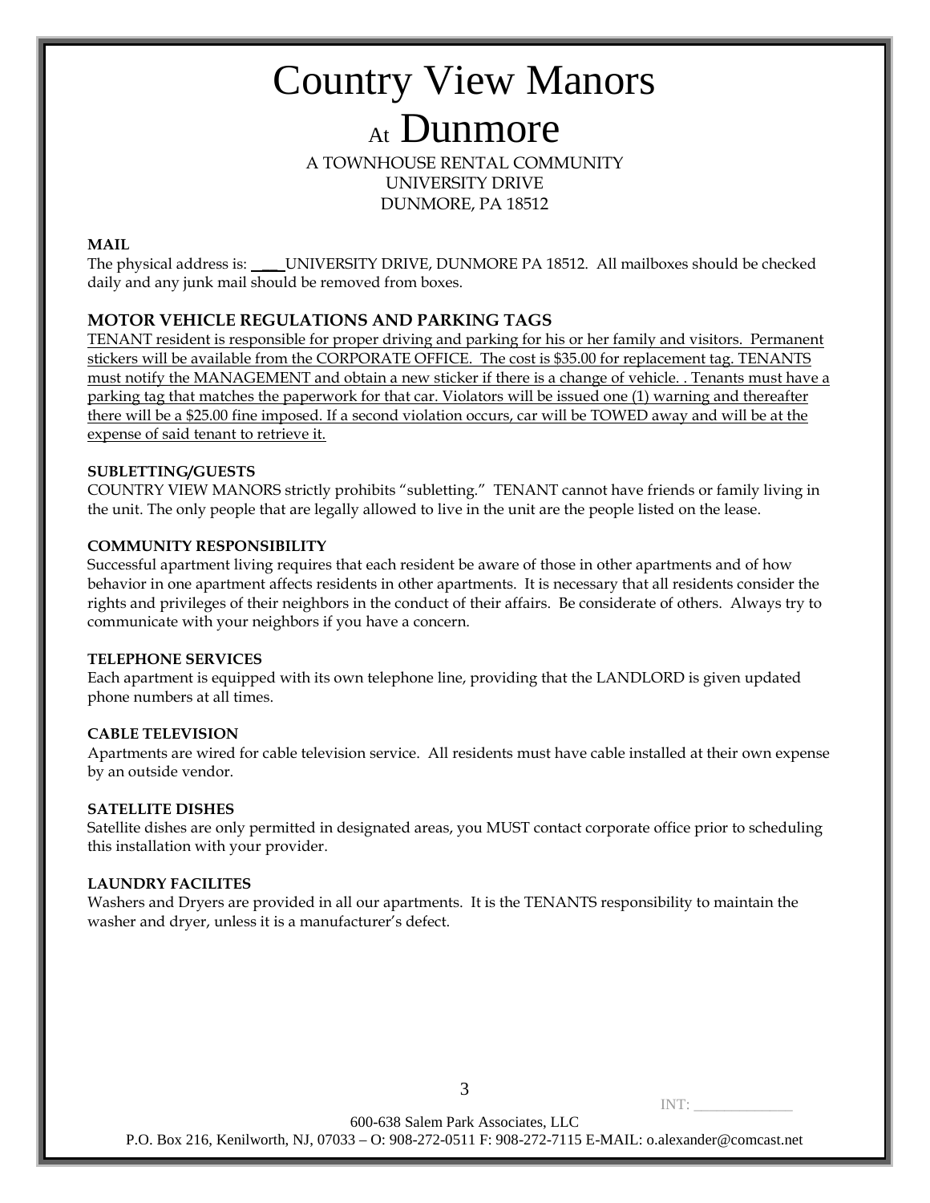# Country View Manors

## At Dunmore

A TOWNHOUSE RENTAL COMMUNITY
UNIVERSITY DRIVE
DUNMORE, PA 18512

**MAIL**

The physical address is: ____UNIVERSITY DRIVE, DUNMORE PA 18512. All mailboxes should be checked daily and any junk mail should be removed from boxes.

### MOTOR VEHICLE REGULATIONS AND PARKING TAGS

TENANT resident is responsible for proper driving and parking for his or her family and visitors. Permanent stickers will be available from the CORPORATE OFFICE. The cost is $35.00 for replacement tag. TENANTS must notify the MANAGEMENT and obtain a new sticker if there is a change of vehicle. . Tenants must have a parking tag that matches the paperwork for that car. Violators will be issued one (1) warning and thereafter there will be a $25.00 fine imposed. If a second violation occurs, car will be TOWED away and will be at the expense of said tenant to retrieve it.

**SUBLETTING/GUESTS**

COUNTRY VIEW MANORS strictly prohibits "subletting." TENANT cannot have friends or family living in the unit. The only people that are legally allowed to live in the unit are the people listed on the lease.

**COMMUNITY RESPONSIBILITY**

Successful apartment living requires that each resident be aware of those in other apartments and of how behavior in one apartment affects residents in other apartments. It is necessary that all residents consider the rights and privileges of their neighbors in the conduct of their affairs. Be considerate of others. Always try to communicate with your neighbors if you have a concern.

**TELEPHONE SERVICES**

Each apartment is equipped with its own telephone line, providing that the LANDLORD is given updated phone numbers at all times.

**CABLE TELEVISION**

Apartments are wired for cable television service. All residents must have cable installed at their own expense by an outside vendor.

**SATELLITE DISHES**

Satellite dishes are only permitted in designated areas, you MUST contact corporate office prior to scheduling this installation with your provider.

**LAUNDRY FACILITES**

Washers and Dryers are provided in all our apartments. It is the TENANTS responsibility to maintain the washer and dryer, unless it is a manufacturer's defect.

INT: ____________

600-638 Salem Park Associates, LLC
P.O. Box 216, Kenilworth, NJ, 07033 – O: 908-272-0511 F: 908-272-7115 E-MAIL: o.alexander@comcast.net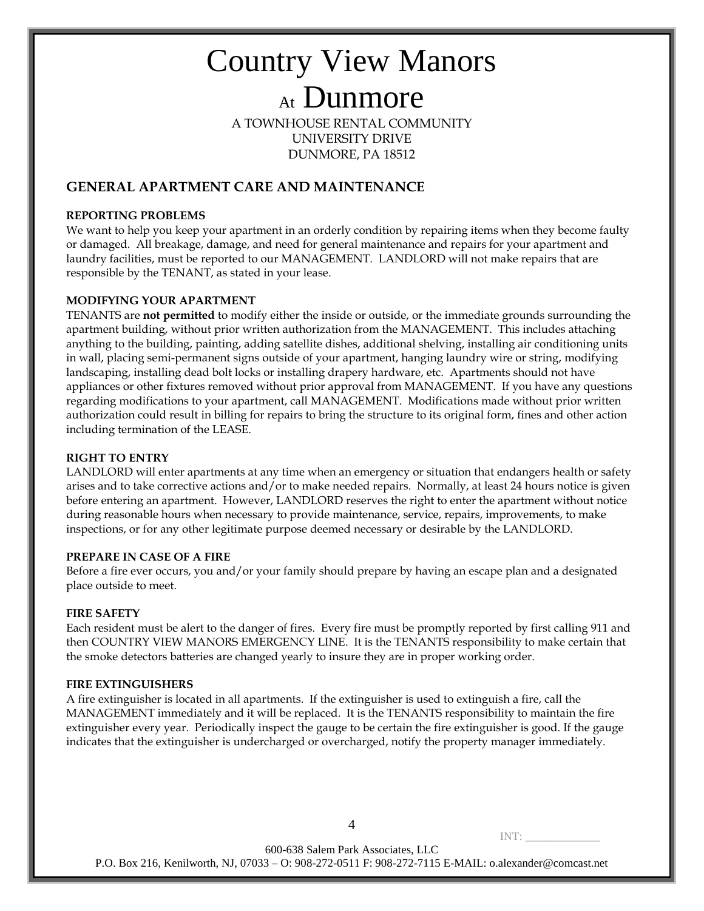# Country View Manors

## At Dunmore

A TOWNHOUSE RENTAL COMMUNITY
UNIVERSITY DRIVE
DUNMORE, PA 18512

## GENERAL APARTMENT CARE AND MAINTENANCE

**REPORTING PROBLEMS**

We want to help you keep your apartment in an orderly condition by repairing items when they become faulty or damaged. All breakage, damage, and need for general maintenance and repairs for your apartment and laundry facilities, must be reported to our MANAGEMENT. LANDLORD will not make repairs that are responsible by the TENANT, as stated in your lease.

**MODIFYING YOUR APARTMENT**

TENANTS are **not permitted** to modify either the inside or outside, or the immediate grounds surrounding the apartment building, without prior written authorization from the MANAGEMENT. This includes attaching anything to the building, painting, adding satellite dishes, additional shelving, installing air conditioning units in wall, placing semi-permanent signs outside of your apartment, hanging laundry wire or string, modifying landscaping, installing dead bolt locks or installing drapery hardware, etc. Apartments should not have appliances or other fixtures removed without prior approval from MANAGEMENT. If you have any questions regarding modifications to your apartment, call MANAGEMENT. Modifications made without prior written authorization could result in billing for repairs to bring the structure to its original form, fines and other action including termination of the LEASE.

**RIGHT TO ENTRY**

LANDLORD will enter apartments at any time when an emergency or situation that endangers health or safety arises and to take corrective actions and/or to make needed repairs. Normally, at least 24 hours notice is given before entering an apartment. However, LANDLORD reserves the right to enter the apartment without notice during reasonable hours when necessary to provide maintenance, service, repairs, improvements, to make inspections, or for any other legitimate purpose deemed necessary or desirable by the LANDLORD.

**PREPARE IN CASE OF A FIRE**

Before a fire ever occurs, you and/or your family should prepare by having an escape plan and a designated place outside to meet.

**FIRE SAFETY**

Each resident must be alert to the danger of fires. Every fire must be promptly reported by first calling 911 and then COUNTRY VIEW MANORS EMERGENCY LINE. It is the TENANTS responsibility to make certain that the smoke detectors batteries are changed yearly to insure they are in proper working order.

**FIRE EXTINGUISHERS**

A fire extinguisher is located in all apartments. If the extinguisher is used to extinguish a fire, call the MANAGEMENT immediately and it will be replaced. It is the TENANTS responsibility to maintain the fire extinguisher every year. Periodically inspect the gauge to be certain the fire extinguisher is good. If the gauge indicates that the extinguisher is undercharged or overcharged, notify the property manager immediately.

INT: _____________

600-638 Salem Park Associates, LLC
P.O. Box 216, Kenilworth, NJ, 07033 – O: 908-272-0511 F: 908-272-7115 E-MAIL: o.alexander@comcast.net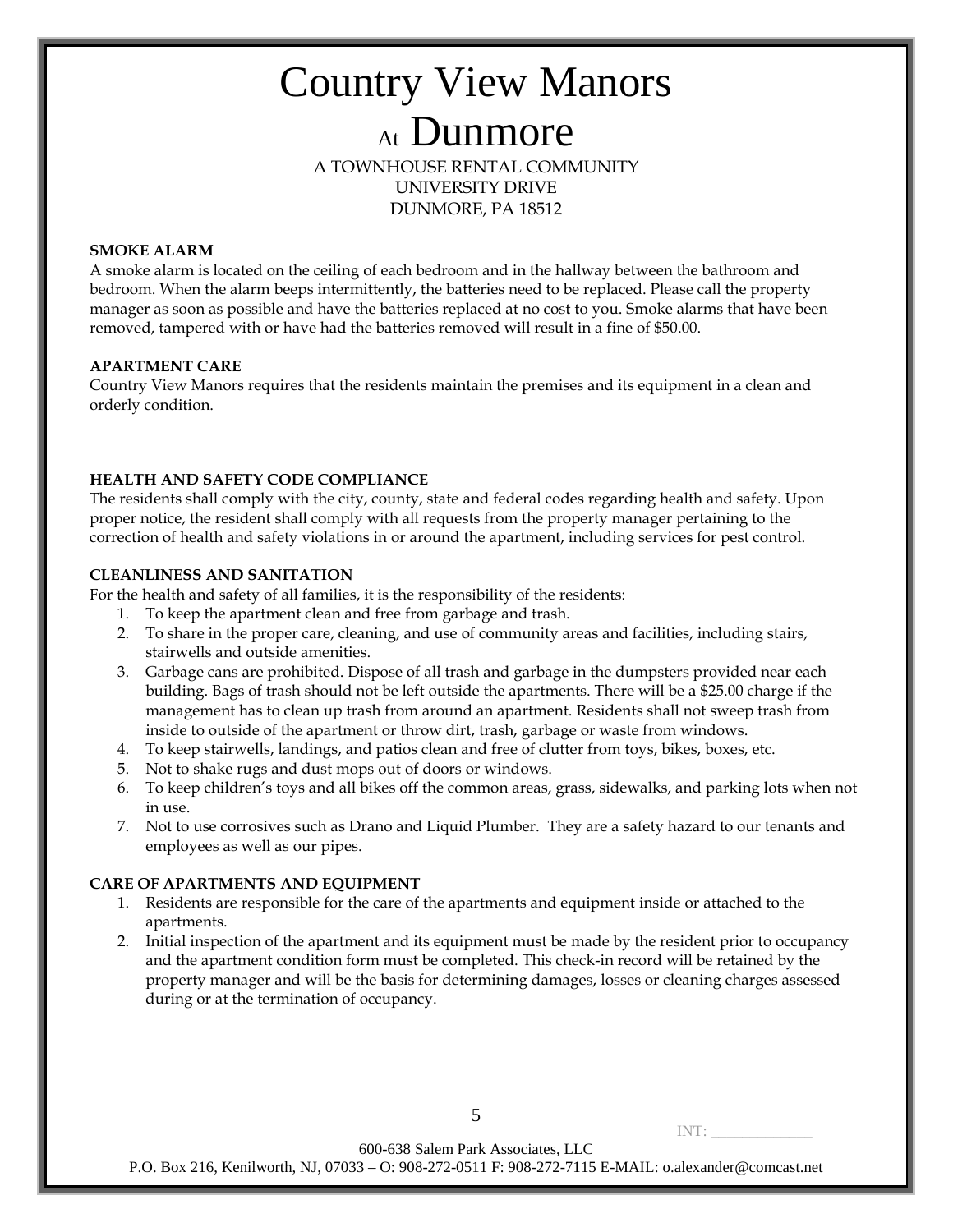# Country View Manors
## At Dunmore

A TOWNHOUSE RENTAL COMMUNITY
UNIVERSITY DRIVE
DUNMORE, PA 18512

**SMOKE ALARM**

A smoke alarm is located on the ceiling of each bedroom and in the hallway between the bathroom and bedroom. When the alarm beeps intermittently, the batteries need to be replaced. Please call the property manager as soon as possible and have the batteries replaced at no cost to you. Smoke alarms that have been removed, tampered with or have had the batteries removed will result in a fine of $50.00.

**APARTMENT CARE**

Country View Manors requires that the residents maintain the premises and its equipment in a clean and orderly condition.

**HEALTH AND SAFETY CODE COMPLIANCE**

The residents shall comply with the city, county, state and federal codes regarding health and safety. Upon proper notice, the resident shall comply with all requests from the property manager pertaining to the correction of health and safety violations in or around the apartment, including services for pest control.

**CLEANLINESS AND SANITATION**

For the health and safety of all families, it is the responsibility of the residents:

1. To keep the apartment clean and free from garbage and trash.
2. To share in the proper care, cleaning, and use of community areas and facilities, including stairs, stairwells and outside amenities.
3. Garbage cans are prohibited. Dispose of all trash and garbage in the dumpsters provided near each building. Bags of trash should not be left outside the apartments. There will be a $25.00 charge if the management has to clean up trash from around an apartment. Residents shall not sweep trash from inside to outside of the apartment or throw dirt, trash, garbage or waste from windows.
4. To keep stairwells, landings, and patios clean and free of clutter from toys, bikes, boxes, etc.
5. Not to shake rugs and dust mops out of doors or windows.
6. To keep children's toys and all bikes off the common areas, grass, sidewalks, and parking lots when not in use.
7. Not to use corrosives such as Drano and Liquid Plumber. They are a safety hazard to our tenants and employees as well as our pipes.

**CARE OF APARTMENTS AND EQUIPMENT**

1. Residents are responsible for the care of the apartments and equipment inside or attached to the apartments.
2. Initial inspection of the apartment and its equipment must be made by the resident prior to occupancy and the apartment condition form must be completed. This check-in record will be retained by the property manager and will be the basis for determining damages, losses or cleaning charges assessed during or at the termination of occupancy.

INT: ____________

600-638 Salem Park Associates, LLC
P.O. Box 216, Kenilworth, NJ, 07033 – O: 908-272-0511 F: 908-272-7115 E-MAIL: o.alexander@comcast.net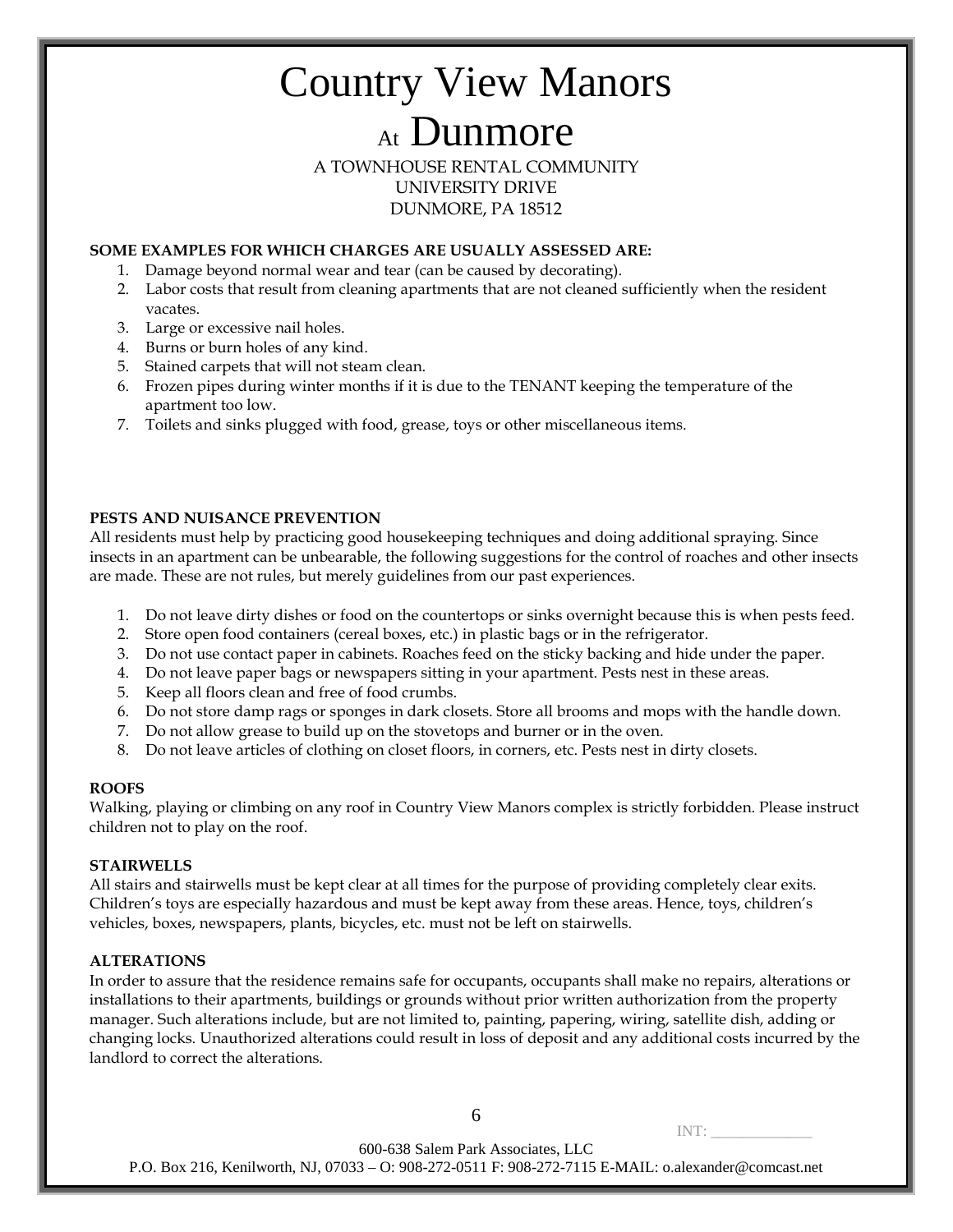# Country View Manors

## At Dunmore

A TOWNHOUSE RENTAL COMMUNITY
UNIVERSITY DRIVE
DUNMORE, PA 18512

**SOME EXAMPLES FOR WHICH CHARGES ARE USUALLY ASSESSED ARE:**

1. Damage beyond normal wear and tear (can be caused by decorating).
2. Labor costs that result from cleaning apartments that are not cleaned sufficiently when the resident vacates.
3. Large or excessive nail holes.
4. Burns or burn holes of any kind.
5. Stained carpets that will not steam clean.
6. Frozen pipes during winter months if it is due to the TENANT keeping the temperature of the apartment too low.
7. Toilets and sinks plugged with food, grease, toys or other miscellaneous items.

**PESTS AND NUISANCE PREVENTION**

All residents must help by practicing good housekeeping techniques and doing additional spraying. Since insects in an apartment can be unbearable, the following suggestions for the control of roaches and other insects are made. These are not rules, but merely guidelines from our past experiences.

1. Do not leave dirty dishes or food on the countertops or sinks overnight because this is when pests feed.
2. Store open food containers (cereal boxes, etc.) in plastic bags or in the refrigerator.
3. Do not use contact paper in cabinets. Roaches feed on the sticky backing and hide under the paper.
4. Do not leave paper bags or newspapers sitting in your apartment. Pests nest in these areas.
5. Keep all floors clean and free of food crumbs.
6. Do not store damp rags or sponges in dark closets. Store all brooms and mops with the handle down.
7. Do not allow grease to build up on the stovetops and burner or in the oven.
8. Do not leave articles of clothing on closet floors, in corners, etc. Pests nest in dirty closets.

**ROOFS**

Walking, playing or climbing on any roof in Country View Manors complex is strictly forbidden. Please instruct children not to play on the roof.

**STAIRWELLS**

All stairs and stairwells must be kept clear at all times for the purpose of providing completely clear exits. Children's toys are especially hazardous and must be kept away from these areas. Hence, toys, children's vehicles, boxes, newspapers, plants, bicycles, etc. must not be left on stairwells.

**ALTERATIONS**

In order to assure that the residence remains safe for occupants, occupants shall make no repairs, alterations or installations to their apartments, buildings or grounds without prior written authorization from the property manager. Such alterations include, but are not limited to, painting, papering, wiring, satellite dish, adding or changing locks. Unauthorized alterations could result in loss of deposit and any additional costs incurred by the landlord to correct the alterations.

INT: _____________

600-638 Salem Park Associates, LLC
P.O. Box 216, Kenilworth, NJ, 07033 – O: 908-272-0511 F: 908-272-7115 E-MAIL: o.alexander@comcast.net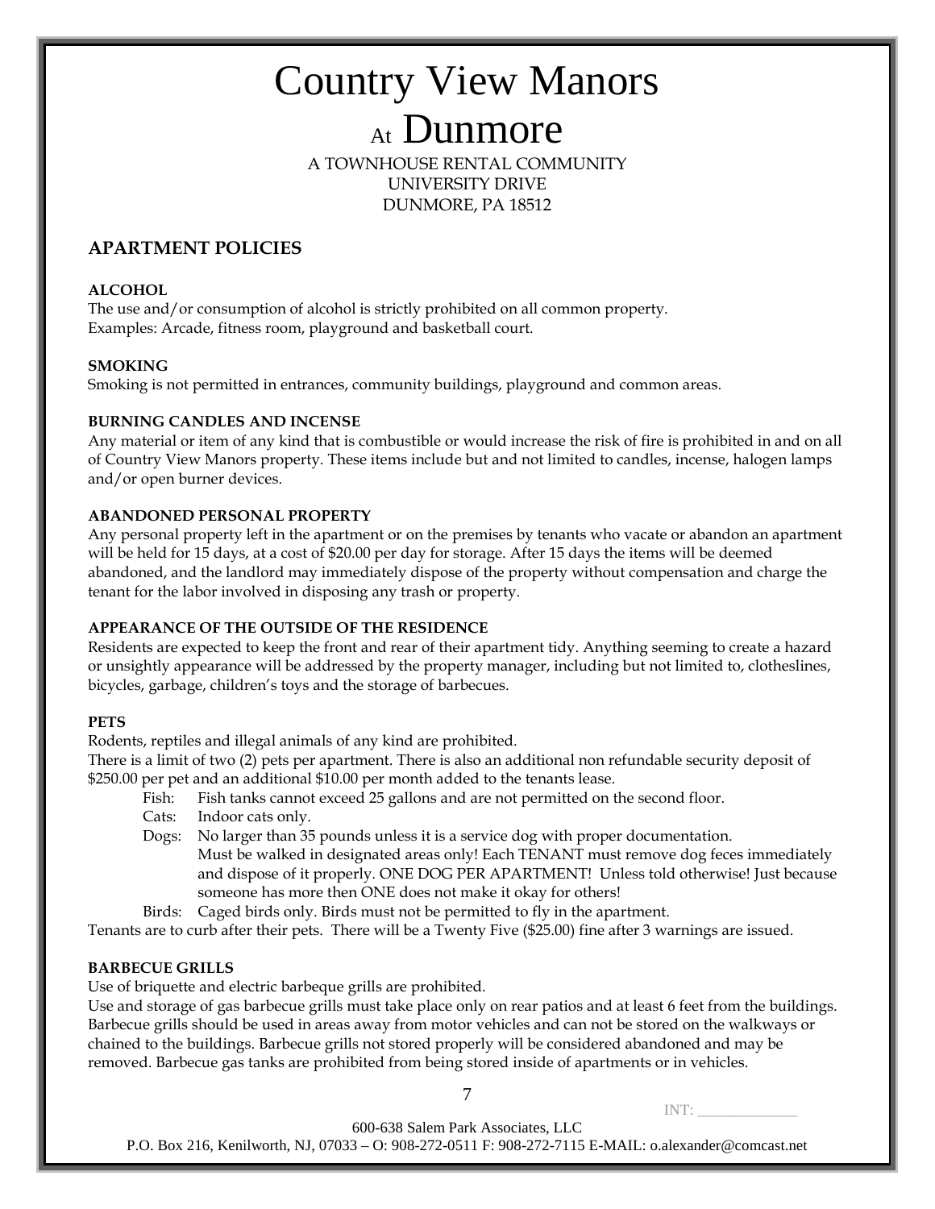# Country View Manors

# At Dunmore

A TOWNHOUSE RENTAL COMMUNITY
UNIVERSITY DRIVE
DUNMORE, PA 18512

## APARTMENT POLICIES

**ALCOHOL**
The use and/or consumption of alcohol is strictly prohibited on all common property.
Examples: Arcade, fitness room, playground and basketball court.

**SMOKING**
Smoking is not permitted in entrances, community buildings, playground and common areas.

**BURNING CANDLES AND INCENSE**
Any material or item of any kind that is combustible or would increase the risk of fire is prohibited in and on all of Country View Manors property. These items include but and not limited to candles, incense, halogen lamps and/or open burner devices.

**ABANDONED PERSONAL PROPERTY**
Any personal property left in the apartment or on the premises by tenants who vacate or abandon an apartment will be held for 15 days, at a cost of $20.00 per day for storage. After 15 days the items will be deemed abandoned, and the landlord may immediately dispose of the property without compensation and charge the tenant for the labor involved in disposing any trash or property.

**APPEARANCE OF THE OUTSIDE OF THE RESIDENCE**
Residents are expected to keep the front and rear of their apartment tidy. Anything seeming to create a hazard or unsightly appearance will be addressed by the property manager, including but not limited to, clotheslines, bicycles, garbage, children's toys and the storage of barbecues.

**PETS**
Rodents, reptiles and illegal animals of any kind are prohibited.
There is a limit of two (2) pets per apartment. There is also an additional non refundable security deposit of $250.00 per pet and an additional $10.00 per month added to the tenants lease.

- Fish: Fish tanks cannot exceed 25 gallons and are not permitted on the second floor.
- Cats: Indoor cats only.
- Dogs: No larger than 35 pounds unless it is a service dog with proper documentation. Must be walked in designated areas only! Each TENANT must remove dog feces immediately and dispose of it properly. ONE DOG PER APARTMENT! Unless told otherwise! Just because someone has more then ONE does not make it okay for others!
- Birds: Caged birds only. Birds must not be permitted to fly in the apartment.

Tenants are to curb after their pets. There will be a Twenty Five ($25.00) fine after 3 warnings are issued.

**BARBECUE GRILLS**
Use of briquette and electric barbeque grills are prohibited.
Use and storage of gas barbecue grills must take place only on rear patios and at least 6 feet from the buildings. Barbecue grills should be used in areas away from motor vehicles and can not be stored on the walkways or chained to the buildings. Barbecue grills not stored properly will be considered abandoned and may be removed. Barbecue gas tanks are prohibited from being stored inside of apartments or in vehicles.

INT: ____________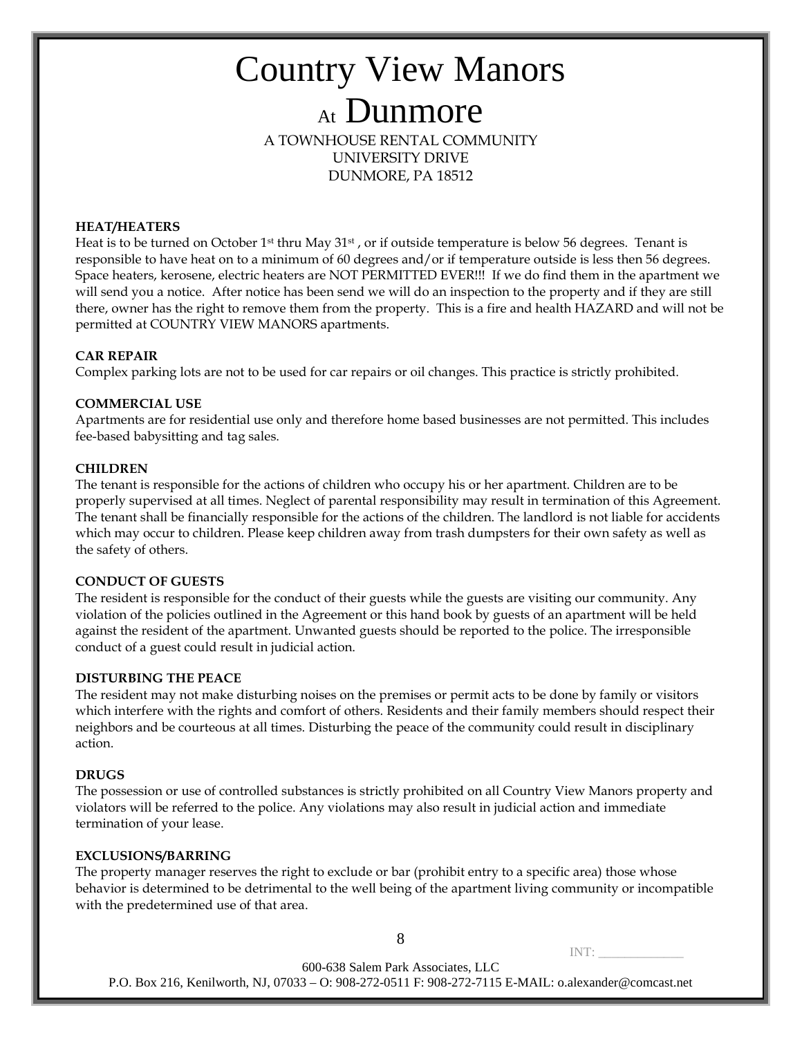# Country View Manors

# At Dunmore

A TOWNHOUSE RENTAL COMMUNITY
UNIVERSITY DRIVE
DUNMORE, PA 18512

**HEAT/HEATERS**

Heat is to be turned on October 1st thru May 31st , or if outside temperature is below 56 degrees. Tenant is responsible to have heat on to a minimum of 60 degrees and/or if temperature outside is less then 56 degrees. Space heaters, kerosene, electric heaters are NOT PERMITTED EVER!!! If we do find them in the apartment we will send you a notice. After notice has been send we will do an inspection to the property and if they are still there, owner has the right to remove them from the property. This is a fire and health HAZARD and will not be permitted at COUNTRY VIEW MANORS apartments.

**CAR REPAIR**

Complex parking lots are not to be used for car repairs or oil changes. This practice is strictly prohibited.

**COMMERCIAL USE**

Apartments are for residential use only and therefore home based businesses are not permitted. This includes fee-based babysitting and tag sales.

**CHILDREN**

The tenant is responsible for the actions of children who occupy his or her apartment. Children are to be properly supervised at all times. Neglect of parental responsibility may result in termination of this Agreement. The tenant shall be financially responsible for the actions of the children. The landlord is not liable for accidents which may occur to children. Please keep children away from trash dumpsters for their own safety as well as the safety of others.

**CONDUCT OF GUESTS**

The resident is responsible for the conduct of their guests while the guests are visiting our community. Any violation of the policies outlined in the Agreement or this hand book by guests of an apartment will be held against the resident of the apartment. Unwanted guests should be reported to the police. The irresponsible conduct of a guest could result in judicial action.

**DISTURBING THE PEACE**

The resident may not make disturbing noises on the premises or permit acts to be done by family or visitors which interfere with the rights and comfort of others. Residents and their family members should respect their neighbors and be courteous at all times. Disturbing the peace of the community could result in disciplinary action.

**DRUGS**

The possession or use of controlled substances is strictly prohibited on all Country View Manors property and violators will be referred to the police. Any violations may also result in judicial action and immediate termination of your lease.

**EXCLUSIONS/BARRING**

The property manager reserves the right to exclude or bar (prohibit entry to a specific area) those whose behavior is determined to be detrimental to the well being of the apartment living community or incompatible with the predetermined use of that area.

INT: ____________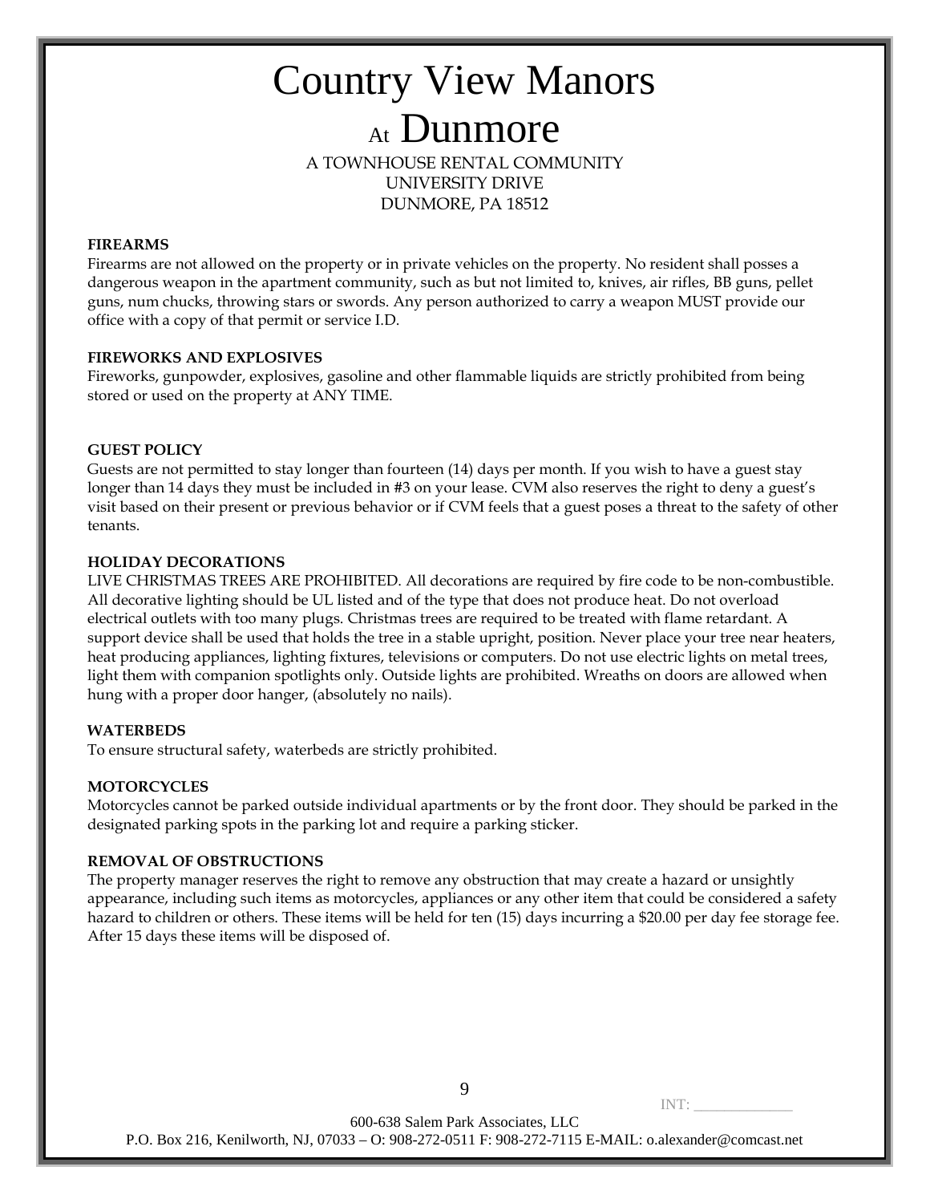# Country View Manors

## At Dunmore

A TOWNHOUSE RENTAL COMMUNITY
UNIVERSITY DRIVE
DUNMORE, PA 18512

**FIREARMS**

Firearms are not allowed on the property or in private vehicles on the property. No resident shall posses a dangerous weapon in the apartment community, such as but not limited to, knives, air rifles, BB guns, pellet guns, num chucks, throwing stars or swords. Any person authorized to carry a weapon MUST provide our office with a copy of that permit or service I.D.

**FIREWORKS AND EXPLOSIVES**

Fireworks, gunpowder, explosives, gasoline and other flammable liquids are strictly prohibited from being stored or used on the property at ANY TIME.

**GUEST POLICY**

Guests are not permitted to stay longer than fourteen (14) days per month. If you wish to have a guest stay longer than 14 days they must be included in #3 on your lease. CVM also reserves the right to deny a guest's visit based on their present or previous behavior or if CVM feels that a guest poses a threat to the safety of other tenants.

**HOLIDAY DECORATIONS**

LIVE CHRISTMAS TREES ARE PROHIBITED. All decorations are required by fire code to be non-combustible. All decorative lighting should be UL listed and of the type that does not produce heat. Do not overload electrical outlets with too many plugs. Christmas trees are required to be treated with flame retardant. A support device shall be used that holds the tree in a stable upright, position. Never place your tree near heaters, heat producing appliances, lighting fixtures, televisions or computers. Do not use electric lights on metal trees, light them with companion spotlights only. Outside lights are prohibited. Wreaths on doors are allowed when hung with a proper door hanger, (absolutely no nails).

**WATERBEDS**

To ensure structural safety, waterbeds are strictly prohibited.

**MOTORCYCLES**

Motorcycles cannot be parked outside individual apartments or by the front door. They should be parked in the designated parking spots in the parking lot and require a parking sticker.

**REMOVAL OF OBSTRUCTIONS**

The property manager reserves the right to remove any obstruction that may create a hazard or unsightly appearance, including such items as motorcycles, appliances or any other item that could be considered a safety hazard to children or others. These items will be held for ten (15) days incurring a $20.00 per day fee storage fee. After 15 days these items will be disposed of.

INT: _____________

600-638 Salem Park Associates, LLC
P.O. Box 216, Kenilworth, NJ, 07033 – O: 908-272-0511 F: 908-272-7115 E-MAIL: o.alexander@comcast.net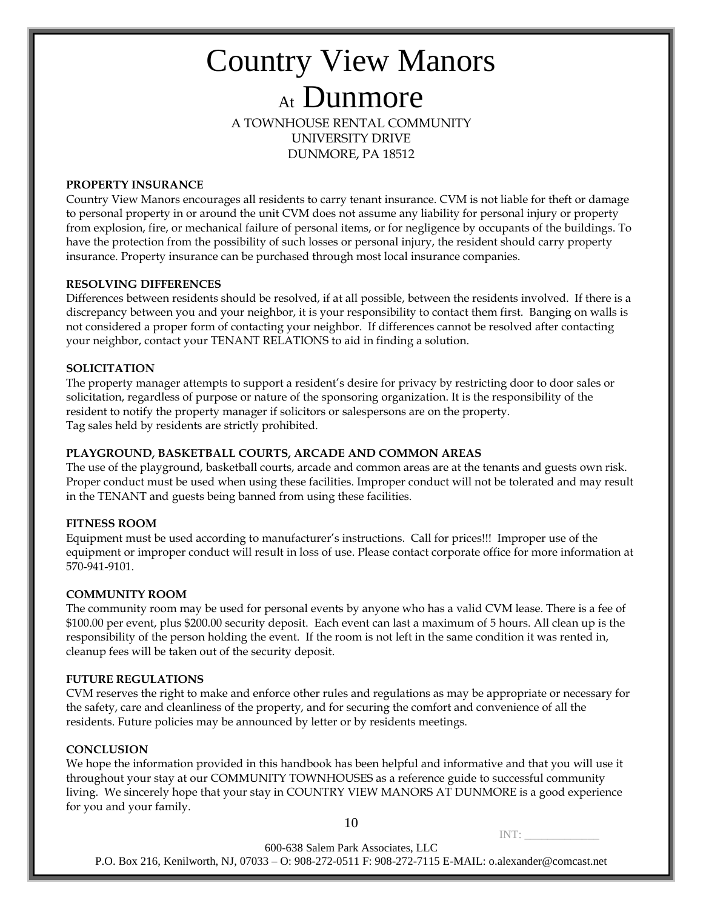# Country View Manors

# At Dunmore

A TOWNHOUSE RENTAL COMMUNITY
UNIVERSITY DRIVE
DUNMORE, PA 18512

**PROPERTY INSURANCE**

Country View Manors encourages all residents to carry tenant insurance. CVM is not liable for theft or damage to personal property in or around the unit CVM does not assume any liability for personal injury or property from explosion, fire, or mechanical failure of personal items, or for negligence by occupants of the buildings. To have the protection from the possibility of such losses or personal injury, the resident should carry property insurance. Property insurance can be purchased through most local insurance companies.

**RESOLVING DIFFERENCES**

Differences between residents should be resolved, if at all possible, between the residents involved. If there is a discrepancy between you and your neighbor, it is your responsibility to contact them first. Banging on walls is not considered a proper form of contacting your neighbor. If differences cannot be resolved after contacting your neighbor, contact your TENANT RELATIONS to aid in finding a solution.

**SOLICITATION**

The property manager attempts to support a resident's desire for privacy by restricting door to door sales or solicitation, regardless of purpose or nature of the sponsoring organization. It is the responsibility of the resident to notify the property manager if solicitors or salespersons are on the property.
Tag sales held by residents are strictly prohibited.

**PLAYGROUND, BASKETBALL COURTS, ARCADE AND COMMON AREAS**

The use of the playground, basketball courts, arcade and common areas are at the tenants and guests own risk. Proper conduct must be used when using these facilities. Improper conduct will not be tolerated and may result in the TENANT and guests being banned from using these facilities.

**FITNESS ROOM**

Equipment must be used according to manufacturer's instructions. Call for prices!!! Improper use of the equipment or improper conduct will result in loss of use. Please contact corporate office for more information at 570-941-9101.

**COMMUNITY ROOM**

The community room may be used for personal events by anyone who has a valid CVM lease. There is a fee of $100.00 per event, plus $200.00 security deposit. Each event can last a maximum of 5 hours. All clean up is the responsibility of the person holding the event. If the room is not left in the same condition it was rented in, cleanup fees will be taken out of the security deposit.

**FUTURE REGULATIONS**

CVM reserves the right to make and enforce other rules and regulations as may be appropriate or necessary for the safety, care and cleanliness of the property, and for securing the comfort and convenience of all the residents. Future policies may be announced by letter or by residents meetings.

**CONCLUSION**

We hope the information provided in this handbook has been helpful and informative and that you will use it throughout your stay at our COMMUNITY TOWNHOUSES as a reference guide to successful community living. We sincerely hope that your stay in COUNTRY VIEW MANORS AT DUNMORE is a good experience for you and your family.

INT: ____________

600-638 Salem Park Associates, LLC
P.O. Box 216, Kenilworth, NJ, 07033 – O: 908-272-0511 F: 908-272-7115 E-MAIL: o.alexander@comcast.net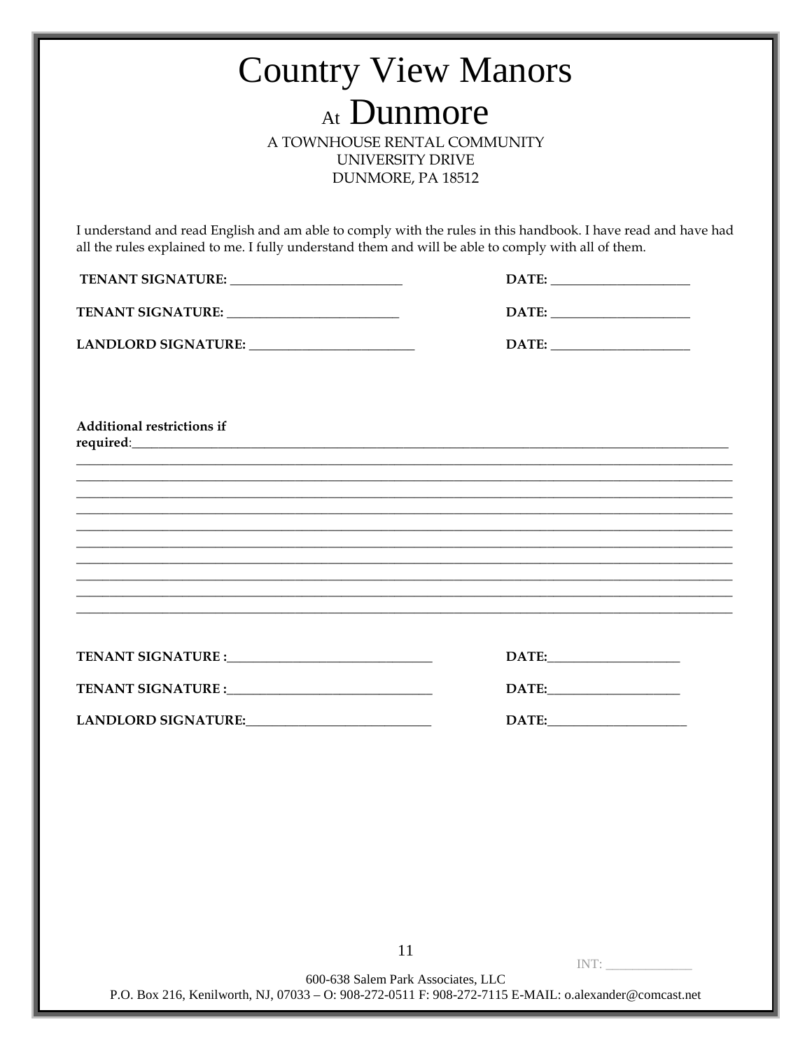# Country View Manors

## At Dunmore

A TOWNHOUSE RENTAL COMMUNITY
UNIVERSITY DRIVE
DUNMORE, PA 18512

I understand and read English and am able to comply with the rules in this handbook. I have read and have had all the rules explained to me. I fully understand them and will be able to comply with all of them.

**TENANT SIGNATURE:** ___________________________ **DATE:** _____________________

**TENANT SIGNATURE:** ___________________________ **DATE:** _____________________

**LANDLORD SIGNATURE:** _________________________ **DATE:** _____________________

**Additional restrictions if required**:_______________________________________________________________________________
_______________________________________________________________________________
_______________________________________________________________________________
_______________________________________________________________________________
_______________________________________________________________________________
_______________________________________________________________________________
_______________________________________________________________________________
_______________________________________________________________________________
_______________________________________________________________________________
_______________________________________________________________________________
_______________________________________________________________________________

**TENANT SIGNATURE :**_______________________________ **DATE:**____________________

**TENANT SIGNATURE :**_______________________________ **DATE:**____________________

**LANDLORD SIGNATURE:**____________________________ **DATE:**_____________________

INT: _____________

600-638 Salem Park Associates, LLC
P.O. Box 216, Kenilworth, NJ, 07033 – O: 908-272-0511 F: 908-272-7115 E-MAIL: o.alexander@comcast.net